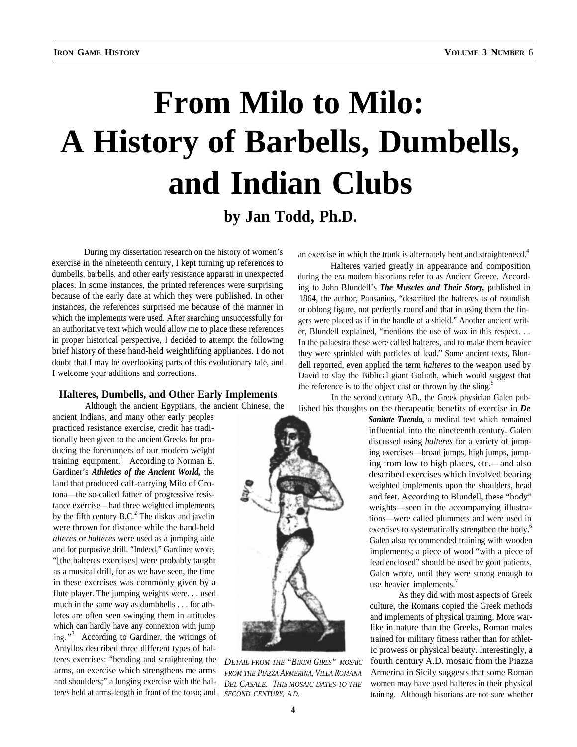# From Milo to Milo: A History of Barbells, Dumbells, and Indian Clubs

### by Jan Todd, Ph.D.

During my dissertation research on the history of women's exercise in the nineteenth century, I kept turning up references to dumbells, barbells, and other early resistance apparati in unexpected places. In some instances, the printed references were surprising because of the early date at which they were published. In other instances, the references surprised me because of the manner in which the implements were used. After searching unsuccessfully for an authoritative text which would allow me to place these references in proper historical perspective, I decided to attempt the following brief history of these hand-held weightlifting appliances. I do not doubt that I may be overlooking parts of this evolutionary tale, and I welcome your additions and corrections.

## Halteres, Dumbells, and Other Early Implements

Although the ancient Egyptians, the ancient Chinese, the ancient Indians, and many other early peoples practiced resistance exercise, credit has traditionally been given to the ancient Greeks for producing the forerunners of our modern weight training equipment.[1] According to Norman E. Gardiner's ***Athletics of the Ancient World,*** the land that produced calf-carrying Milo of Crotona—the so-called father of progressive resistance exercise—had three weighted implements by the fifth century B.C.[2] The diskos and javelin were thrown for distance while the hand-held *alteres* or *halteres* were used as a jumping aide and for purposive drill. "Indeed," Gardiner wrote, "[the halteres exercises] were probably taught as a musical drill, for as we have seen, the time in these exercises was commonly given by a flute player. The jumping weights were. . . used much in the same way as dumbbells . . . for athletes are often seen swinging them in attitudes which can hardly have any connexion with jumping."[3] According to Gardiner, the writings of Antyllos described three different types of halteres exercises: "bending and straightening the arms, an exercise which strengthens me arms and shoulders;" a lunging exercise with the halteres held at arms-length in front of the torso; and an exercise in which the trunk is alternately bent and straightenecd.[4]

Halteres varied greatly in appearance and composition during the era modern historians refer to as Ancient Greece. According to John Blundell's ***The Muscles and Their Story,*** published in 1864, the author, Pausanius, "described the halteres as of roundish or oblong figure, not perfectly round and that in using them the fingers were placed as if in the handle of a shield." Another ancient writer, Blundell explained, "mentions the use of wax in this respect. . . In the palaestra these were called halteres, and to make them heavier they were sprinkled with particles of lead." Some ancient texts, Blundell reported, even applied the term *halteres* to the weapon used by David to slay the Biblical giant Goliath, which would suggest that the reference is to the object cast or thrown by the sling.[5]

In the second century AD., the Greek physician Galen published his thoughts on the therapeutic benefits of exercise in ***De Sanitate Tuenda,*** a medical text which remained influential into the nineteenth century. Galen discussed using *halteres* for a variety of jumping exercises—broad jumps, high jumps, jumping from low to high places, etc.—and also described exercises which involved bearing weighted implements upon the shoulders, head and feet. According to Blundell, these "body" weights—seen in the accompanying illustrations—were called plummets and were used in exercises to systematically strengthen the body.[6] Galen also recommended training with wooden implements; a piece of wood "with a piece of lead enclosed" should be used by gout patients, Galen wrote, until they were strong enough to use heavier implements.[7]

*DETAIL FROM THE "BIKINI GIRLS" MOSAIC FROM THE PIAZZA ARMERINA, VILLA ROMANA DEL CASALE. THIS MOSAIC DATES TO THE SECOND CENTURY, A.D.*

As they did with most aspects of Greek culture, the Romans copied the Greek methods and implements of physical training. More warlike in nature than the Greeks, Roman males trained for military fitness rather than for athletic prowess or physical beauty. Interestingly, a fourth century A.D. mosaic from the Piazza Armerina in Sicily suggests that some Roman women may have used halteres in their physical training. Although hisorians are not sure whether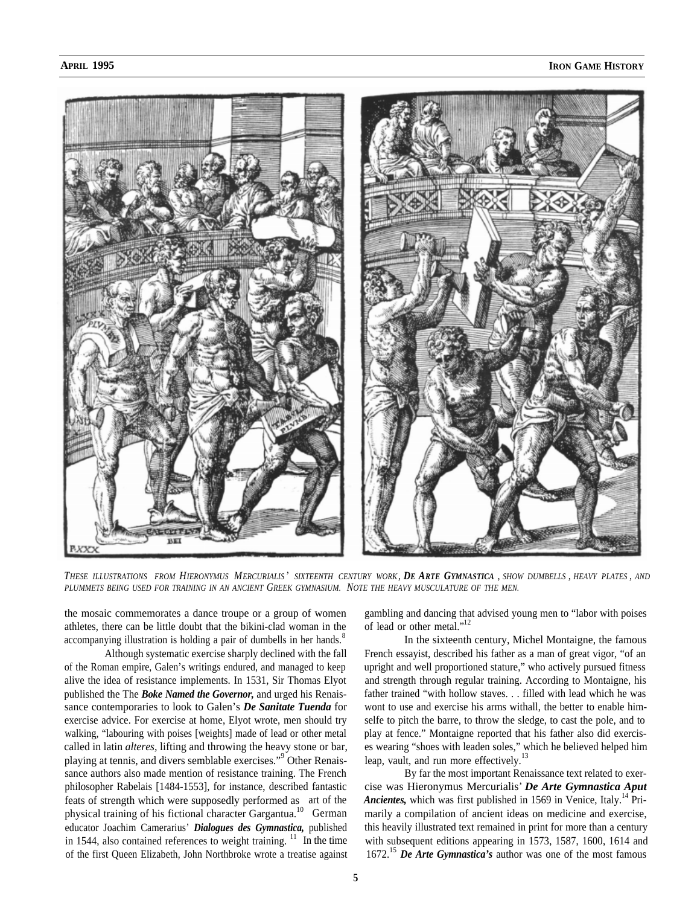*THESE ILLUSTRATIONS FROM HIERONYMUS MERCURIALIS' SIXTEENTH CENTURY WORK, **DE ARTE GYMNASTICA**, SHOW DUMBELLS, HEAVY PLATES, AND PLUMMETS BEING USED FOR TRAINING IN AN ANCIENT GREEK GYMNASIUM. NOTE THE HEAVY MUSCULATURE OF THE MEN.*

the mosaic commemorates a dance troupe or a group of women athletes, there can be little doubt that the bikini-clad woman in the accompanying illustration is holding a pair of dumbells in her hands.[8]

Although systematic exercise sharply declined with the fall of the Roman empire, Galen's writings endured, and managed to keep alive the idea of resistance implements. In 1531, Sir Thomas Elyot published the The ***Boke Named the Governor,*** and urged his Renaissance contemporaries to look to Galen's ***De Sanitate Tuenda*** for exercise advice. For exercise at home, Elyot wrote, men should try walking, "labouring with poises [weights] made of lead or other metal called in latin *alteres*, lifting and throwing the heavy stone or bar, playing at tennis, and divers semblable exercises."[9] Other Renaissance authors also made mention of resistance training. The French philosopher Rabelais [1484-1553], for instance, described fantastic feats of strength which were supposedly performed as art of the physical training of his fictional character Gargantua.[10] German educator Joachim Camerarius' ***Dialogues des Gymnastica,*** published in 1544, also contained references to weight training.[11] In the time of the first Queen Elizabeth, John Northbroke wrote a treatise against gambling and dancing that advised young men to "labor with poises of lead or other metal."[12]

In the sixteenth century, Michel Montaigne, the famous French essayist, described his father as a man of great vigor, "of an upright and well proportioned stature," who actively pursued fitness and strength through regular training. According to Montaigne, his father trained "with hollow staves. . . filled with lead which he was wont to use and exercise his arms withall, the better to enable himselfe to pitch the barre, to throw the sledge, to cast the pole, and to play at fence." Montaigne reported that his father also did exercises wearing "shoes with leaden soles," which he believed helped him leap, vault, and run more effectively.[13]

By far the most important Renaissance text related to exercise was Hieronymus Mercurialis' ***De Arte Gymnastica Aput Ancientes,*** which was first published in 1569 in Venice, Italy.[14] Primarily a compilation of ancient ideas on medicine and exercise, this heavily illustrated text remained in print for more than a century with subsequent editions appearing in 1573, 1587, 1600, 1614 and 1672.[15] ***De Arte Gymnastica's*** author was one of the most famous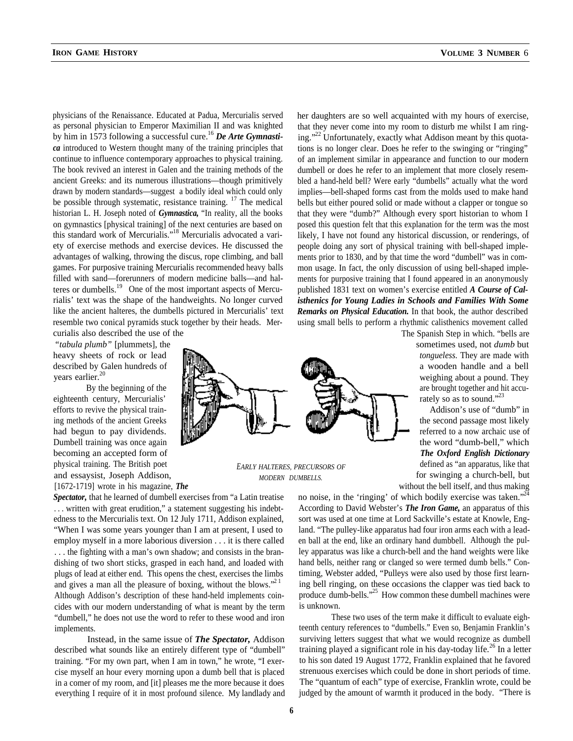physicians of the Renaissance. Educated at Padua, Mercurialis served as personal physician to Emperor Maximilian II and was knighted by him in 1573 following a successful cure.[16] ***De Arte Gymnastica*** introduced to Western thought many of the training principles that continue to influence contemporary approaches to physical training. The book revived an interest in Galen and the training methods of the ancient Greeks: and its numerous illustrations—though primitively drawn by modern standards—suggest a bodily ideal which could only be possible through systematic, resistance training. [17] The medical historian L. H. Joseph noted of ***Gymnastica,*** "In reality, all the books on gymnastics [physical training] of the next centuries are based on this standard work of Mercurialis."[18] Mercurialis advocated a variety of exercise methods and exercise devices. He discussed the advantages of walking, throwing the discus, rope climbing, and ball games. For purposive training Mercurialis recommended heavy balls filled with sand—forerunners of modern medicine balls—and halteres or dumbells.[19] One of the most important aspects of Mercurialis' text was the shape of the handweights. No longer curved like the ancient halteres, the dumbells pictured in Mercurialis' text resemble two conical pyramids stuck together by their heads. Mercurialis also described the use of the *"tabula plumb"* [plummets], the heavy sheets of rock or lead described by Galen hundreds of years earlier.[20]

By the beginning of the eighteenth century, Mercurialis' efforts to revive the physical training methods of the ancient Greeks had begun to pay dividends. Dumbell training was once again becoming an accepted form of physical training. The British poet and essayist, Joseph Addison, [1672-1719] wrote in his magazine, ***The Spectator,*** that he learned of dumbell exercises from "a Latin treatise . . . written with great erudition," a statement suggesting his indebtedness to the Mercurialis text. On 12 July 1711, Addison explained, "When I was some years younger than I am at present, I used to employ myself in a more laborious diversion . . . it is there called . . . the fighting with a man's own shadow; and consists in the brandishing of two short sticks, grasped in each hand, and loaded with plugs of lead at either end. This opens the chest, exercises the limbs and gives a man all the pleasure of boxing, without the blows."[21] Although Addison's description of these hand-held implements coincides with our modern understanding of what is meant by the term "dumbell," he does not use the word to refer to these wood and iron implements.

*EARLY HALTERES, PRECURSORS OF MODERN DUMBELLS.*

Instead, in the same issue of ***The Spectator,*** Addison described what sounds like an entirely different type of "dumbell" training. "For my own part, when I am in town," he wrote, "I exercise myself an hour every morning upon a dumb bell that is placed in a comer of my room, and [it] pleases me the more because it does everything I require of it in most profound silence. My landlady and her daughters are so well acquainted with my hours of exercise, that they never come into my room to disturb me whilst I am ringing."[22] Unfortunately, exactly what Addison meant by this quotations is no longer clear. Does he refer to the swinging or "ringing" of an implement similar in appearance and function to our modern dumbell or does he refer to an implement that more closely resembled a hand-held bell? Were early "dumbells" actually what the word implies—bell-shaped forms cast from the molds used to make hand bells but either poured solid or made without a clapper or tongue so that they were "dumb?" Although every sport historian to whom I posed this question felt that this explanation for the term was the most likely, I have not found any historical discussion, or renderings, of people doing any sort of physical training with bell-shaped implements prior to 1830, and by that time the word "dumbell" was in common usage. In fact, the only discussion of using bell-shaped implements for purposive training that I found appeared in an anonymously published 1831 text on women's exercise entitled ***A Course of Calisthenics for Young Ladies in Schools and Families With Some Remarks on Physical Education.*** In that book, the author described using small bells to perform a rhythmic calisthenics movement called The Spanish Step in which. "bells are sometimes used, not *dumb* but *tongueless.* They are made with a wooden handle and a bell weighing about a pound. They are brought together and hit accurately so as to sound."[23]

Addison's use of "dumb" in the second passage most likely referred to a now archaic use of the word "dumb-bell," which ***The Oxford English Dictionary*** defined as "an apparatus, like that for swinging a church-bell, but without the bell itself, and thus making no noise, in the 'ringing' of which bodily exercise was taken."[24] According to David Webster's ***The Iron Game,*** an apparatus of this sort was used at one time at Lord Sackville's estate at Knowle, England. "The pulley-like apparatus had four iron arms each with a leaden ball at the end, like an ordinary hand dumbbell. Although the pulley apparatus was like a church-bell and the hand weights were like hand bells, neither rang or clanged so were termed dumb bells." Contiming, Webster added, "Pulleys were also used by those first learning bell ringing, on these occasions the clapper was tied back to produce dumb-bells."[25] How common these dumbell machines were is unknown.

These two uses of the term make it difficult to evaluate eighteenth century references to "dumbells." Even so, Benjamin Franklin's surviving letters suggest that what we would recognize as dumbell training played a significant role in his day-today life.[26] In a letter to his son dated 19 August 1772, Franklin explained that he favored strenuous exercises which could be done in short periods of time. The "quantum of each" type of exercise, Franklin wrote, could be judged by the amount of warmth it produced in the body. "There is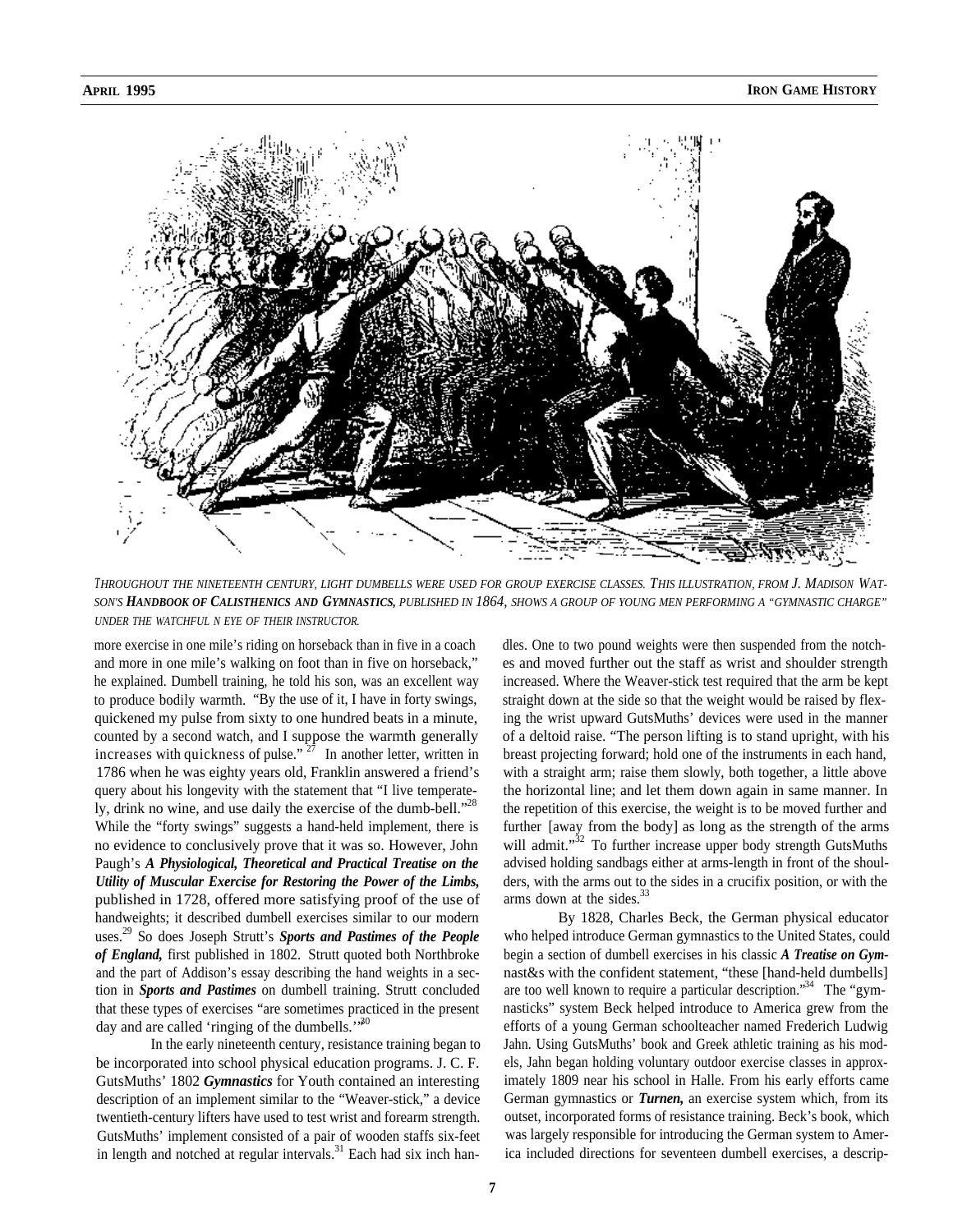*THROUGHOUT THE NINETEENTH CENTURY, LIGHT DUMBELLS WERE USED FOR GROUP EXERCISE CLASSES. THIS ILLUSTRATION, FROM J. MADISON WATSON'S **HANDBOOK OF CALISTHENICS AND GYMNASTICS,** PUBLISHED IN 1864, SHOWS A GROUP OF YOUNG MEN PERFORMING A "GYMNASTIC CHARGE" UNDER THE WATCHFUL N EYE OF THEIR INSTRUCTOR.*

more exercise in one mile's riding on horseback than in five in a coach and more in one mile's walking on foot than in five on horseback," he explained. Dumbell training, he told his son, was an excellent way to produce bodily warmth. "By the use of it, I have in forty swings, quickened my pulse from sixty to one hundred beats in a minute, counted by a second watch, and I suppose the warmth generally increases with quickness of pulse."[27] In another letter, written in 1786 when he was eighty years old, Franklin answered a friend's query about his longevity with the statement that "I live temperately, drink no wine, and use daily the exercise of the dumb-bell."[28] While the "forty swings" suggests a hand-held implement, there is no evidence to conclusively prove that it was so. However, John Paugh's ***A Physiological, Theoretical and Practical Treatise on the Utility of Muscular Exercise for Restoring the Power of the Limbs,*** published in 1728, offered more satisfying proof of the use of handweights; it described dumbell exercises similar to our modern uses.[29] So does Joseph Strutt's ***Sports and Pastimes of the People of England,*** first published in 1802. Strutt quoted both Northbroke and the part of Addison's essay describing the hand weights in a section in ***Sports and Pastimes*** on dumbell training. Strutt concluded that these types of exercises "are sometimes practiced in the present day and are called 'ringing of the dumbells.'"[30]

In the early nineteenth century, resistance training began to be incorporated into school physical education programs. J. C. F. GutsMuths' 1802 ***Gymnastics*** for Youth contained an interesting description of an implement similar to the "Weaver-stick," a device twentieth-century lifters have used to test wrist and forearm strength. GutsMuths' implement consisted of a pair of wooden staffs six-feet in length and notched at regular intervals.[31] Each had six inch handles. One to two pound weights were then suspended from the notches and moved further out the staff as wrist and shoulder strength increased. Where the Weaver-stick test required that the arm be kept straight down at the side so that the weight would be raised by flexing the wrist upward GutsMuths' devices were used in the manner of a deltoid raise. "The person lifting is to stand upright, with his breast projecting forward; hold one of the instruments in each hand, with a straight arm; raise them slowly, both together, a little above the horizontal line; and let them down again in same manner. In the repetition of this exercise, the weight is to be moved further and further [away from the body] as long as the strength of the arms will admit."[32] To further increase upper body strength GutsMuths advised holding sandbags either at arms-length in front of the shoulders, with the arms out to the sides in a crucifix position, or with the arms down at the sides.[33]

By 1828, Charles Beck, the German physical educator who helped introduce German gymnastics to the United States, could begin a section of dumbell exercises in his classic ***A Treatise on Gym***nast&s with the confident statement, "these [hand-held dumbells] are too well known to require a particular description."[34] The "gymnasticks" system Beck helped introduce to America grew from the efforts of a young German schoolteacher named Frederich Ludwig Jahn. Using GutsMuths' book and Greek athletic training as his models, Jahn began holding voluntary outdoor exercise classes in approximately 1809 near his school in Halle. From his early efforts came German gymnastics or ***Turnen,*** an exercise system which, from its outset, incorporated forms of resistance training. Beck's book, which was largely responsible for introducing the German system to America included directions for seventeen dumbell exercises, a descrip-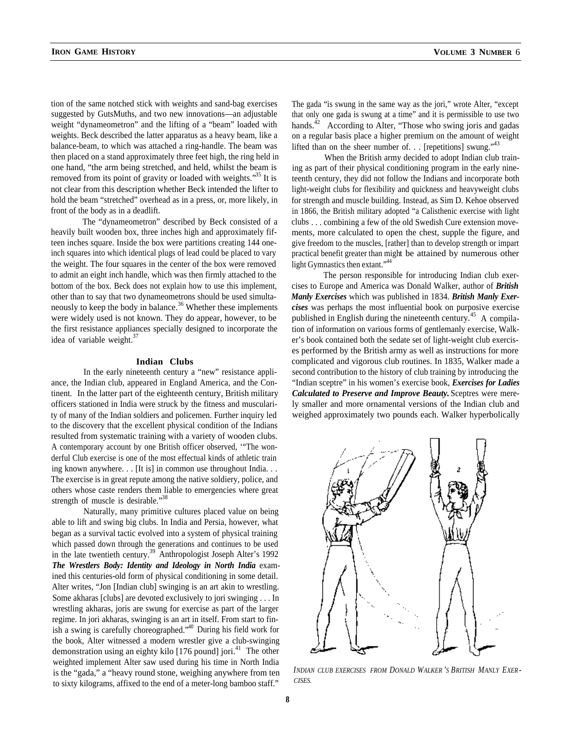tion of the same notched stick with weights and sand-bag exercises suggested by GutsMuths, and two new innovations—an adjustable weight "dynameometron" and the lifting of a "beam" loaded with weights. Beck described the latter apparatus as a heavy beam, like a balance-beam, to which was attached a ring-handle. The beam was then placed on a stand approximately three feet high, the ring held in one hand, "the arm being stretched, and held, whilst the beam is removed from its point of gravity or loaded with weights."[35] It is not clear from this description whether Beck intended the lifter to hold the beam "stretched" overhead as in a press, or, more likely, in front of the body as in a deadlift.

The "dynameometron" described by Beck consisted of a heavily built wooden box, three inches high and approximately fifteen inches square. Inside the box were partitions creating 144 one-inch squares into which identical plugs of lead could be placed to vary the weight. The four squares in the center of the box were removed to admit an eight inch handle, which was then firmly attached to the bottom of the box. Beck does not explain how to use this implement, other than to say that two dynameometrons should be used simultaneously to keep the body in balance.[36] Whether these implements were widely used is not known. They do appear, however, to be the first resistance appliances specially designed to incorporate the idea of variable weight.[37]

## Indian Clubs

In the early nineteenth century a "new" resistance appliance, the Indian club, appeared in England America, and the Continent. In the latter part of the eighteenth century, British military officers stationed in India were struck by the fitness and muscularity of many of the Indian soldiers and policemen. Further inquiry led to the discovery that the excellent physical condition of the Indians resulted from systematic training with a variety of wooden clubs. A contemporary account by one British officer observed, '"The wonderful Club exercise is one of the most effectual kinds of athletic training known anywhere. . . [It is] in common use throughout India. . . The exercise is in great repute among the native soldiery, police, and others whose caste renders them liable to emergencies where great strength of muscle is desirable."[38]

Naturally, many primitive cultures placed value on being able to lift and swing big clubs. In India and Persia, however, what began as a survival tactic evolved into a system of physical training which passed down through the generations and continues to be used in the late twentieth century.[39] Anthropologist Joseph Alter's 1992 ***The Wrestlers Body: Identity and Ideology in North India*** examined this centuries-old form of physical conditioning in some detail. Alter writes, "Jon [Indian club] swinging is an art akin to wrestling. Some akharas [clubs] are devoted exclusively to jori swinging . . . In wrestling akharas, joris are swung for exercise as part of the larger regime. In jori akharas, swinging is an art in itself. From start to finish a swing is carefully choreographed."[40] During his field work for the book, Alter witnessed a modern wrestler give a club-swinging demonstration using an eighty kilo [176 pound] jori.[41] The other weighted implement Alter saw used during his time in North India is the "gada," a "heavy round stone, weighing anywhere from ten to sixty kilograms, affixed to the end of a meter-long bamboo staff." The gada "is swung in the same way as the jori," wrote Alter, "except that only one gada is swung at a time" and it is permissible to use two hands.[42] According to Alter, "Those who swing joris and gadas on a regular basis place a higher premium on the amount of weight lifted than on the sheer number of. . . [repetitions] swung."[43]

When the British army decided to adopt Indian club training as part of their physical conditioning program in the early nineteenth century, they did not follow the Indians and incorporate both light-weight clubs for flexibility and quickness and heavyweight clubs for strength and muscle building. Instead, as Sim D. Kehoe observed in 1866, the British military adopted "a Calisthenic exercise with light clubs . . . combining a few of the old Swedish Cure extension movements, more calculated to open the chest, supple the figure, and give freedom to the muscles, [rather] than to develop strength or impart practical benefit greater than might be attained by numerous other light Gymnastics then extant."[44]

The person responsible for introducing Indian club exercises to Europe and America was Donald Walker, author of ***British Manly Exercises*** which was published in 1834. ***British Manly Exercises*** was perhaps the most influential book on purposive exercise published in English during the nineteenth century.[45] A compilation of information on various forms of gentlemanly exercise, Walker's book contained both the sedate set of light-weight club exercises performed by the British army as well as instructions for more complicated and vigorous club routines. In 1835, Walker made a second contribution to the history of club training by introducing the "Indian sceptre" in his women's exercise book, ***Exercises for Ladies Calculated to Preserve and Improve Beauty.*** Sceptres were merely smaller and more ornamental versions of the Indian club and weighed approximately two pounds each. Walker hyperbolically

*INDIAN CLUB EXERCISES FROM DONALD WALKER'S BRITISH MANLY EXERCISES.*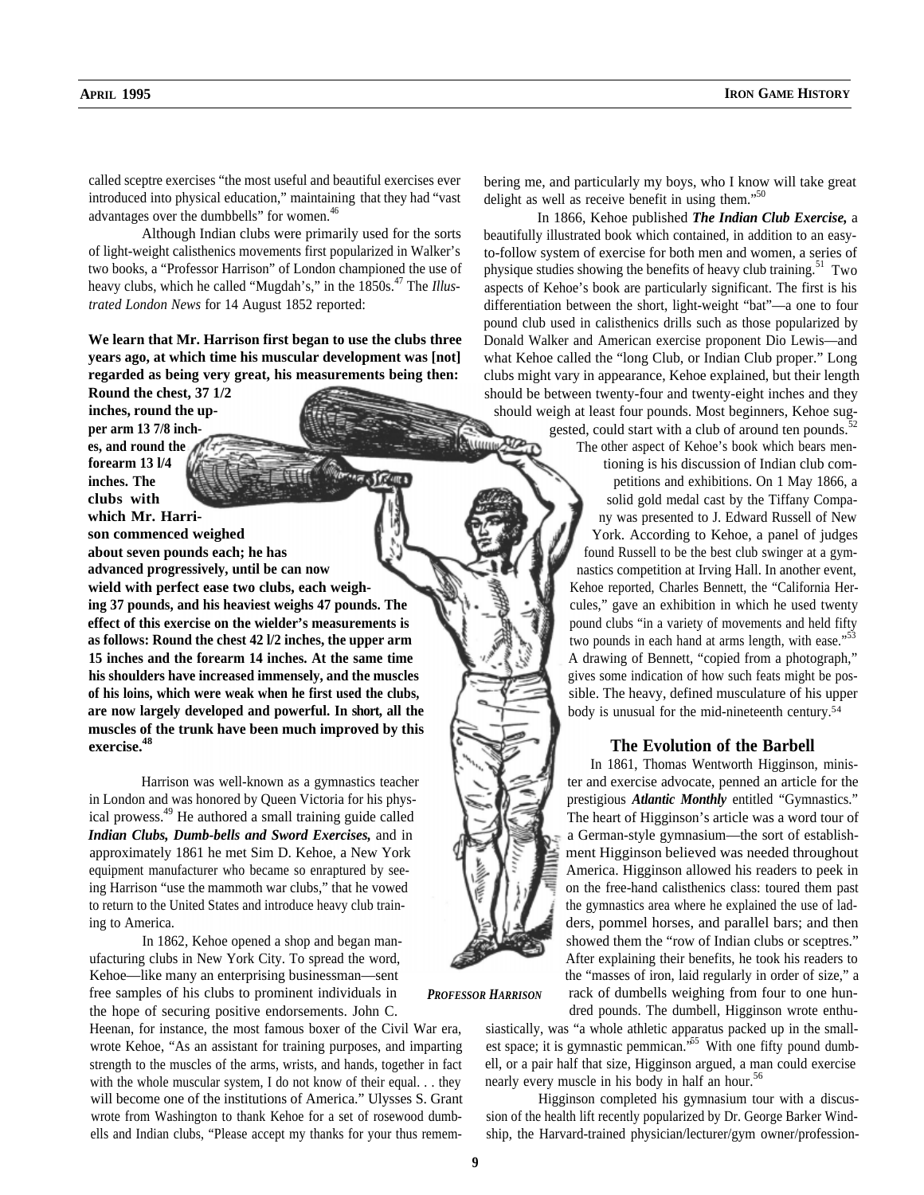called sceptre exercises "the most useful and beautiful exercises ever introduced into physical education," maintaining that they had "vast advantages over the dumbbells" for women.[46]

Although Indian clubs were primarily used for the sorts of light-weight calisthenics movements first popularized in Walker's two books, a "Professor Harrison" of London championed the use of heavy clubs, which he called "Mugdah's," in the 1850s.[47] The *Illustrated London News* for 14 August 1852 reported:

**We learn that Mr. Harrison first began to use the clubs three years ago, at which time his muscular development was [not] regarded as being very great, his measurements being then: Round the chest, 37 1/2 inches, round the upper arm 13 7/8 inches, and round the forearm 13 l/4 inches. The clubs with which Mr. Harrison commenced weighed about seven pounds each; he has advanced progressively, until be can now wield with perfect ease two clubs, each weighing 37 pounds, and his heaviest weighs 47 pounds. The effect of this exercise on the wielder's measurements is as follows: Round the chest 42 l/2 inches, the upper arm 15 inches and the forearm 14 inches. At the same time his shoulders have increased immensely, and the muscles of his loins, which were weak when he first used the clubs, are now largely developed and powerful. In short, all the muscles of the trunk have been much improved by this exercise.[48]**

*PROFESSOR HARRISON*

Harrison was well-known as a gymnastics teacher in London and was honored by Queen Victoria for his physical prowess.[49] He authored a small training guide called ***Indian Clubs, Dumb-bells and Sword Exercises,*** and in approximately 1861 he met Sim D. Kehoe, a New York equipment manufacturer who became so enraptured by seeing Harrison "use the mammoth war clubs," that he vowed to return to the United States and introduce heavy club training to America.

In 1862, Kehoe opened a shop and began manufacturing clubs in New York City. To spread the word, Kehoe—like many an enterprising businessman—sent free samples of his clubs to prominent individuals in the hope of securing positive endorsements. John C. Heenan, for instance, the most famous boxer of the Civil War era, wrote Kehoe, "As an assistant for training purposes, and imparting strength to the muscles of the arms, wrists, and hands, together in fact with the whole muscular system, I do not know of their equal. . . they will become one of the institutions of America." Ulysses S. Grant wrote from Washington to thank Kehoe for a set of rosewood dumbells and Indian clubs, "Please accept my thanks for your thus remembering me, and particularly my boys, who I know will take great delight as well as receive benefit in using them."[50]

In 1866, Kehoe published ***The Indian Club Exercise,*** a beautifully illustrated book which contained, in addition to an easy-to-follow system of exercise for both men and women, a series of physique studies showing the benefits of heavy club training.[51] Two aspects of Kehoe's book are particularly significant. The first is his differentiation between the short, light-weight "bat"—a one to four pound club used in calisthenics drills such as those popularized by Donald Walker and American exercise proponent Dio Lewis—and what Kehoe called the "long Club, or Indian Club proper." Long clubs might vary in appearance, Kehoe explained, but their length should be between twenty-four and twenty-eight inches and they should weigh at least four pounds. Most beginners, Kehoe suggested, could start with a club of around ten pounds.[52]

The other aspect of Kehoe's book which bears mentioning is his discussion of Indian club competitions and exhibitions. On 1 May 1866, a solid gold medal cast by the Tiffany Company was presented to J. Edward Russell of New York. According to Kehoe, a panel of judges found Russell to be the best club swinger at a gymnastics competition at Irving Hall. In another event, Kehoe reported, Charles Bennett, the "California Hercules," gave an exhibition in which he used twenty pound clubs "in a variety of movements and held fifty two pounds in each hand at arms length, with ease."[53] A drawing of Bennett, "copied from a photograph," gives some indication of how such feats might be possible. The heavy, defined musculature of his upper body is unusual for the mid-nineteenth century.[54]

### The Evolution of the Barbell

In 1861, Thomas Wentworth Higginson, minister and exercise advocate, penned an article for the prestigious ***Atlantic Monthly*** entitled "Gymnastics." The heart of Higginson's article was a word tour of a German-style gymnasium—the sort of establishment Higginson believed was needed throughout America. Higginson allowed his readers to peek in on the free-hand calisthenics class: toured them past the gymnastics area where he explained the use of ladders, pommel horses, and parallel bars; and then showed them the "row of Indian clubs or sceptres." After explaining their benefits, he took his readers to the "masses of iron, laid regularly in order of size," a rack of dumbells weighing from four to one hundred pounds. The dumbell, Higginson wrote enthusiastically, was "a whole athletic apparatus packed up in the smallest space; it is gymnastic pemmican."[55] With one fifty pound dumbell, or a pair half that size, Higginson argued, a man could exercise nearly every muscle in his body in half an hour.[56]

Higginson completed his gymnasium tour with a discussion of the health lift recently popularized by Dr. George Barker Windship, the Harvard-trained physician/lecturer/gym owner/profession-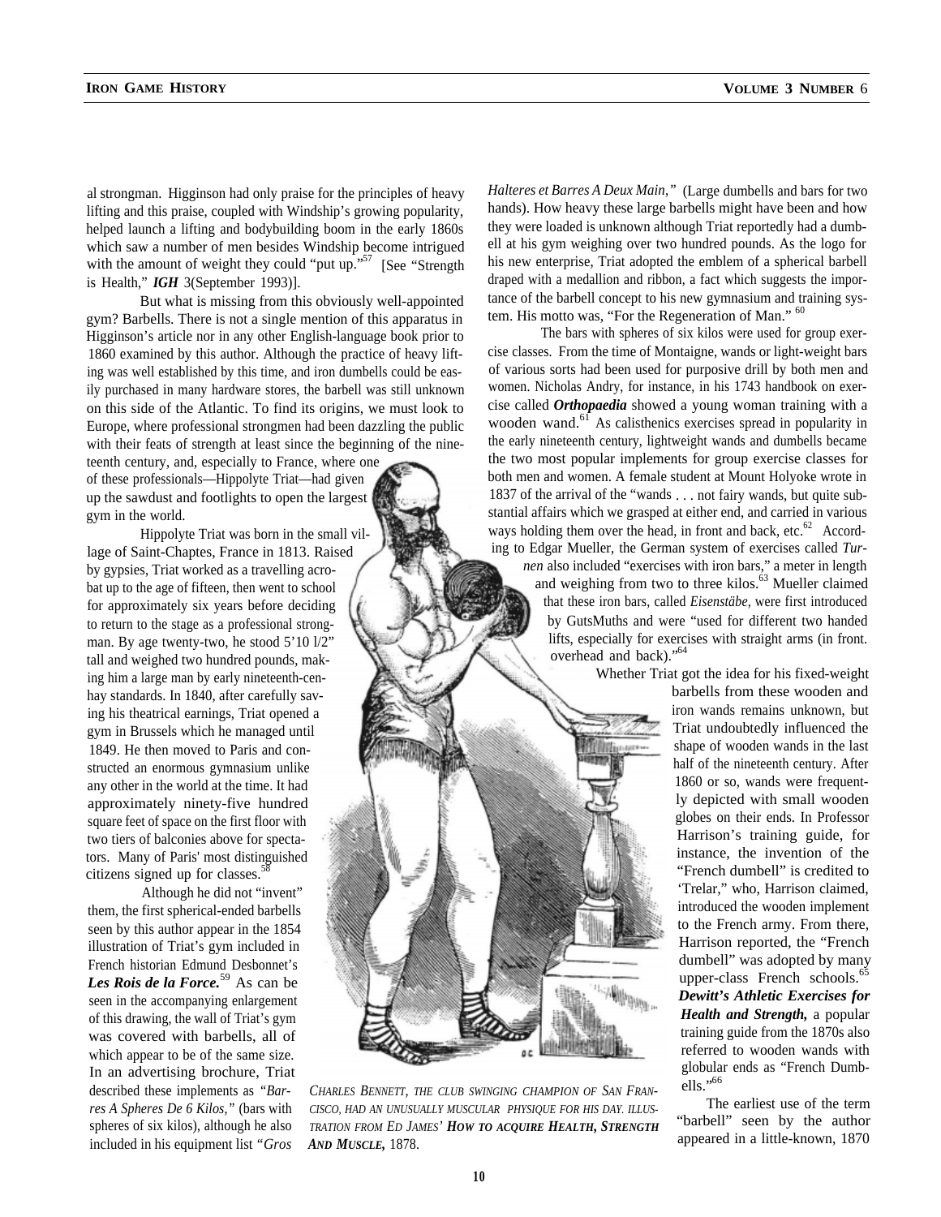al strongman. Higginson had only praise for the principles of heavy lifting and this praise, coupled with Windship's growing popularity, helped launch a lifting and bodybuilding boom in the early 1860s which saw a number of men besides Windship become intrigued with the amount of weight they could "put up."[57] [See "Strength is Health," ***IGH*** 3(September 1993)].

But what is missing from this obviously well-appointed gym? Barbells. There is not a single mention of this apparatus in Higginson's article nor in any other English-language book prior to 1860 examined by this author. Although the practice of heavy lifting was well established by this time, and iron dumbells could be easily purchased in many hardware stores, the barbell was still unknown on this side of the Atlantic. To find its origins, we must look to Europe, where professional strongmen had been dazzling the public with their feats of strength at least since the beginning of the nineteenth century, and, especially to France, where one of these professionals—Hippolyte Triat—had given up the sawdust and footlights to open the largest gym in the world.

Hippolyte Triat was born in the small village of Saint-Chaptes, France in 1813. Raised by gypsies, Triat worked as a travelling acrobat up to the age of fifteen, then went to school for approximately six years before deciding to return to the stage as a professional strongman. By age twenty-two, he stood 5'10 l/2" tall and weighed two hundred pounds, making him a large man by early nineteenth-cenhay standards. In 1840, after carefully saving his theatrical earnings, Triat opened a gym in Brussels which he managed until 1849. He then moved to Paris and constructed an enormous gymnasium unlike any other in the world at the time. It had approximately ninety-five hundred square feet of space on the first floor with two tiers of balconies above for spectators. Many of Paris' most distinguished citizens signed up for classes.[58]

Although he did not "invent" them, the first spherical-ended barbells seen by this author appear in the 1854 illustration of Triat's gym included in French historian Edmund Desbonnet's ***Les Rois de la Force.***[59] As can be seen in the accompanying enlargement of this drawing, the wall of Triat's gym was covered with barbells, all of which appear to be of the same size. In an advertising brochure, Triat described these implements as *"Barres A Spheres De 6 Kilos,"* (bars with spheres of six kilos), although he also included in his equipment list *"Gros Halteres et Barres A Deux Main,"* (Large dumbells and bars for two hands). How heavy these large barbells might have been and how they were loaded is unknown although Triat reportedly had a dumbell at his gym weighing over two hundred pounds. As the logo for his new enterprise, Triat adopted the emblem of a spherical barbell draped with a medallion and ribbon, a fact which suggests the importance of the barbell concept to his new gymnasium and training system. His motto was, "For the Regeneration of Man." [60]

The bars with spheres of six kilos were used for group exercise classes. From the time of Montaigne, wands or light-weight bars of various sorts had been used for purposive drill by both men and women. Nicholas Andry, for instance, in his 1743 handbook on exercise called ***Orthopaedia*** showed a young woman training with a wooden wand.[61] As calisthenics exercises spread in popularity in the early nineteenth century, lightweight wands and dumbells became the two most popular implements for group exercise classes for both men and women. A female student at Mount Holyoke wrote in 1837 of the arrival of the "wands . . . not fairy wands, but quite substantial affairs which we grasped at either end, and carried in various ways holding them over the head, in front and back, etc.[62] According to Edgar Mueller, the German system of exercises called *Turnen* also included "exercises with iron bars," a meter in length and weighing from two to three kilos.[63] Mueller claimed that these iron bars, called *Eisenstäbe,* were first introduced by GutsMuths and were "used for different two handed lifts, especially for exercises with straight arms (in front. overhead and back)."[64]

Whether Triat got the idea for his fixed-weight barbells from these wooden and iron wands remains unknown, but Triat undoubtedly influenced the shape of wooden wands in the last half of the nineteenth century. After 1860 or so, wands were frequently depicted with small wooden globes on their ends. In Professor Harrison's training guide, for instance, the invention of the "French dumbell" is credited to 'Trelar," who, Harrison claimed, introduced the wooden implement to the French army. From there, Harrison reported, the "French dumbell" was adopted by many upper-class French schools.[65] ***Dewitt's Athletic Exercises for Health and Strength,*** a popular training guide from the 1870s also referred to wooden wands with globular ends as "French Dumbells."[66]

The earliest use of the term "barbell" seen by the author appeared in a little-known, 1870

CHARLES BENNETT, THE CLUB SWINGING CHAMPION OF SAN FRANCISCO, HAD AN UNUSUALLY MUSCULAR PHYSIQUE FOR HIS DAY. ILLUSTRATION FROM ED JAMES' ***HOW TO ACQUIRE HEALTH, STRENGTH AND MUSCLE,*** 1878.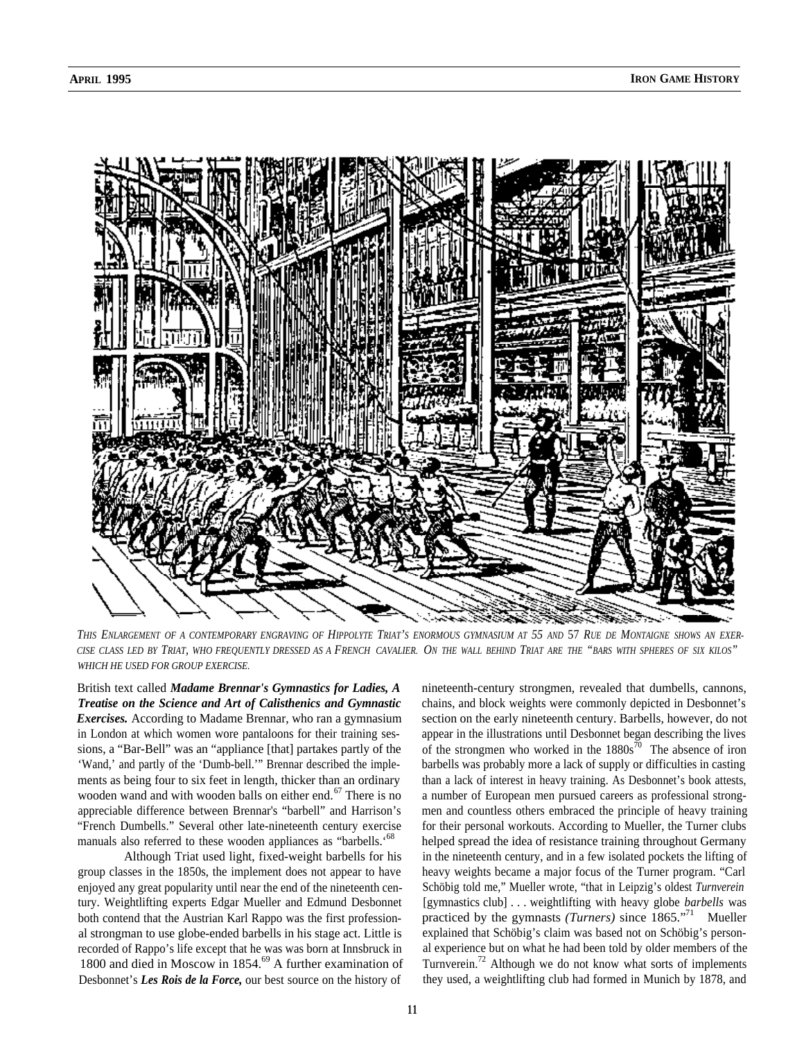*THIS ENLARGEMENT OF A CONTEMPORARY ENGRAVING OF HIPPOLYTE TRIAT'S ENORMOUS GYMNASIUM AT 55 AND 57 RUE DE MONTAIGNE SHOWS AN EXERCISE CLASS LED BY TRIAT, WHO FREQUENTLY DRESSED AS A FRENCH CAVALIER. ON THE WALL BEHIND TRIAT ARE THE "BARS WITH SPHERES OF SIX KILOS" WHICH HE USED FOR GROUP EXERCISE.*

British text called ***Madame Brennar's Gymnastics for Ladies, A Treatise on the Science and Art of Calisthenics and Gymnastic Exercises.*** According to Madame Brennar, who ran a gymnasium in London at which women wore pantaloons for their training sessions, a "Bar-Bell" was an "appliance [that] partakes partly of the 'Wand,' and partly of the 'Dumb-bell.'" Brennar described the implements as being four to six feet in length, thicker than an ordinary wooden wand and with wooden balls on either end.[67] There is no appreciable difference between Brennar's "barbell" and Harrison's "French Dumbells." Several other late-nineteenth century exercise manuals also referred to these wooden appliances as "barbells.'[68]

Although Triat used light, fixed-weight barbells for his group classes in the 1850s, the implement does not appear to have enjoyed any great popularity until near the end of the nineteenth century. Weightlifting experts Edgar Mueller and Edmund Desbonnet both contend that the Austrian Karl Rappo was the first professional strongman to use globe-ended barbells in his stage act. Little is recorded of Rappo's life except that he was was born at Innsbruck in 1800 and died in Moscow in 1854.[69] A further examination of Desbonnet's ***Les Rois de la Force,*** our best source on the history of nineteenth-century strongmen, revealed that dumbells, cannons, chains, and block weights were commonly depicted in Desbonnet's section on the early nineteenth century. Barbells, however, do not appear in the illustrations until Desbonnet began describing the lives of the strongmen who worked in the 1880s[70] The absence of iron barbells was probably more a lack of supply or difficulties in casting than a lack of interest in heavy training. As Desbonnet's book attests, a number of European men pursued careers as professional strongmen and countless others embraced the principle of heavy training for their personal workouts. According to Mueller, the Turner clubs helped spread the idea of resistance training throughout Germany in the nineteenth century, and in a few isolated pockets the lifting of heavy weights became a major focus of the Turner program. "Carl Schöbig told me," Mueller wrote, "that in Leipzig's oldest *Turnverein* [gymnastics club] . . . weightlifting with heavy globe *barbells* was practiced by the gymnasts *(Turners)* since 1865."[71] Mueller explained that Schöbig's claim was based not on Schöbig's personal experience but on what he had been told by older members of the Turnverein.[72] Although we do not know what sorts of implements they used, a weightlifting club had formed in Munich by 1878, and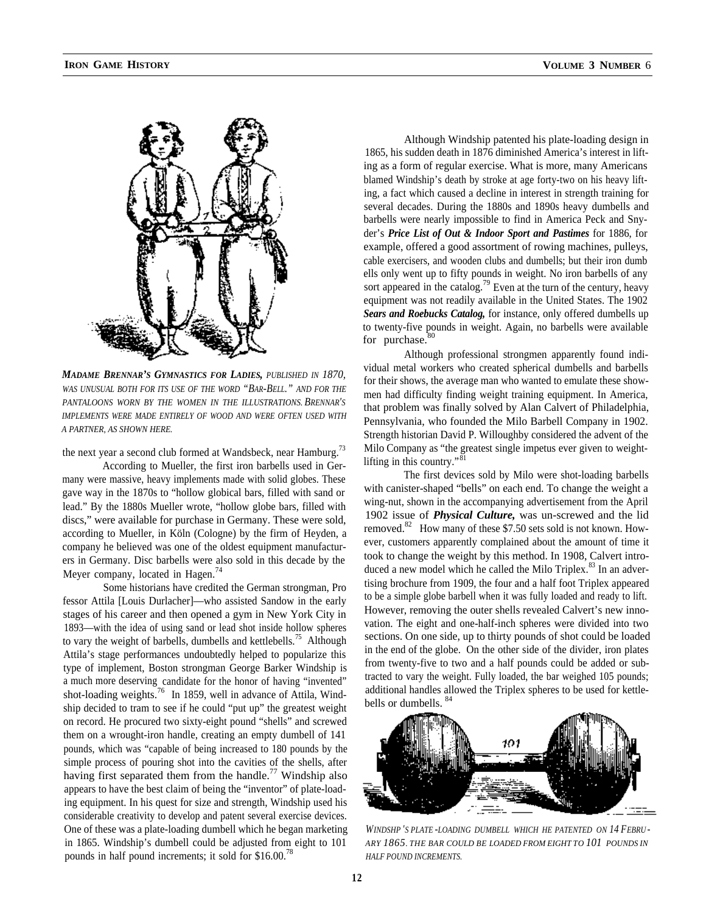*MADAME BRENNAR'S GYMNASTICS FOR LADIES, PUBLISHED IN 1870, WAS UNUSUAL BOTH FOR ITS USE OF THE WORD "BAR-BELL." AND FOR THE PANTALOONS WORN BY THE WOMEN IN THE ILLUSTRATIONS. BRENNAR'S IMPLEMENTS WERE MADE ENTIRELY OF WOOD AND WERE OFTEN USED WITH A PARTNER, AS SHOWN HERE.*

the next year a second club formed at Wandsbeck, near Hamburg.[73]

According to Mueller, the first iron barbells used in Germany were massive, heavy implements made with solid globes. These gave way in the 1870s to "hollow globical bars, filled with sand or lead." By the 1880s Mueller wrote, "hollow globe bars, filled with discs," were available for purchase in Germany. These were sold, according to Mueller, in Köln (Cologne) by the firm of Heyden, a company he believed was one of the oldest equipment manufacturers in Germany. Disc barbells were also sold in this decade by the Meyer company, located in Hagen.[74]

Some historians have credited the German strongman, Professor Attila [Louis Durlacher]—who assisted Sandow in the early stages of his career and then opened a gym in New York City in 1893—with the idea of using sand or lead shot inside hollow spheres to vary the weight of barbells, dumbells and kettlebells.[75] Although Attila's stage performances undoubtedly helped to popularize this type of implement, Boston strongman George Barker Windship is a much more deserving candidate for the honor of having "invented" shot-loading weights.[76] In 1859, well in advance of Attila, Windship decided to tram to see if he could "put up" the greatest weight on record. He procured two sixty-eight pound "shells" and screwed them on a wrought-iron handle, creating an empty dumbell of 141 pounds, which was "capable of being increased to 180 pounds by the simple process of pouring shot into the cavities of the shells, after having first separated them from the handle.[77] Windship also appears to have the best claim of being the "inventor" of plate-loading equipment. In his quest for size and strength, Windship used his considerable creativity to develop and patent several exercise devices. One of these was a plate-loading dumbell which he began marketing in 1865. Windship's dumbell could be adjusted from eight to 101 pounds in half pound increments; it sold for $16.00.[78]

Although Windship patented his plate-loading design in 1865, his sudden death in 1876 diminished America's interest in lifting as a form of regular exercise. What is more, many Americans blamed Windship's death by stroke at age forty-two on his heavy lifting, a fact which caused a decline in interest in strength training for several decades. During the 1880s and 1890s heavy dumbells and barbells were nearly impossible to find in America Peck and Snyder's ***Price List of Out & Indoor Sport and Pastimes*** for 1886, for example, offered a good assortment of rowing machines, pulleys, cable exercisers, and wooden clubs and dumbells; but their iron dumb ells only went up to fifty pounds in weight. No iron barbells of any sort appeared in the catalog.[79] Even at the turn of the century, heavy equipment was not readily available in the United States. The 1902 ***Sears and Roebucks Catalog,*** for instance, only offered dumbells up to twenty-five pounds in weight. Again, no barbells were available for purchase.[80]

Although professional strongmen apparently found individual metal workers who created spherical dumbells and barbells for their shows, the average man who wanted to emulate these showmen had difficulty finding weight training equipment. In America, that problem was finally solved by Alan Calvert of Philadelphia, Pennsylvania, who founded the Milo Barbell Company in 1902. Strength historian David P. Willoughby considered the advent of the Milo Company as "the greatest single impetus ever given to weightlifting in this country."[81]

The first devices sold by Milo were shot-loading barbells with canister-shaped "bells" on each end. To change the weight a wing-nut, shown in the accompanying advertisement from the April 1902 issue of ***Physical Culture,*** was un-screwed and the lid removed.[82] How many of these $7.50 sets sold is not known. However, customers apparently complained about the amount of time it took to change the weight by this method. In 1908, Calvert introduced a new model which he called the Milo Triplex.[83] In an advertising brochure from 1909, the four and a half foot Triplex appeared to be a simple globe barbell when it was fully loaded and ready to lift. However, removing the outer shells revealed Calvert's new innovation. The eight and one-half-inch spheres were divided into two sections. On one side, up to thirty pounds of shot could be loaded in the end of the globe. On the other side of the divider, iron plates from twenty-five to two and a half pounds could be added or subtracted to vary the weight. Fully loaded, the bar weighed 105 pounds; additional handles allowed the Triplex spheres to be used for kettlebells or dumbells.[84]

*WINDSHIP'S PLATE-LOADING DUMBELL WHICH HE PATENTED ON 14 FEBRUARY 1865. THE BAR COULD BE LOADED FROM EIGHT TO 101 POUNDS IN HALF POUND INCREMENTS.*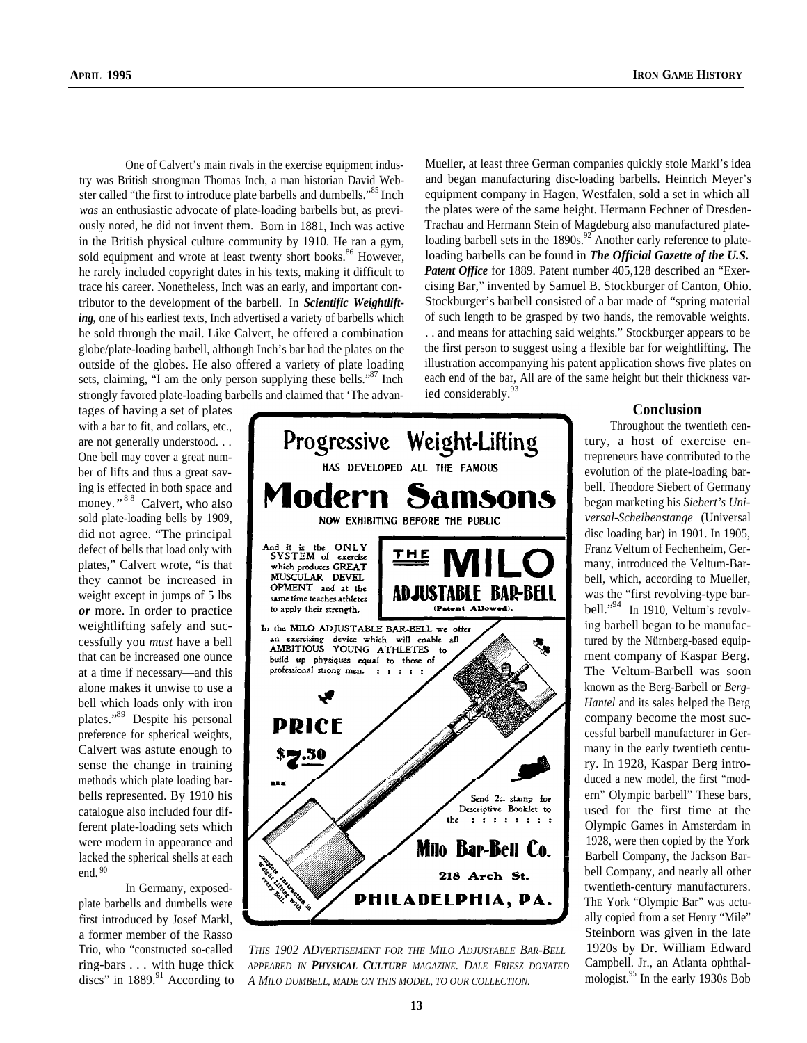One of Calvert's main rivals in the exercise equipment industry was British strongman Thomas Inch, a man historian David Webster called "the first to introduce plate barbells and dumbells."[85] Inch *was* an enthusiastic advocate of plate-loading barbells but, as previously noted, he did not invent them. Born in 1881, Inch was active in the British physical culture community by 1910. He ran a gym, sold equipment and wrote at least twenty short books.[86] However, he rarely included copyright dates in his texts, making it difficult to trace his career. Nonetheless, Inch was an early, and important contributor to the development of the barbell. In ***Scientific Weightlifting,*** one of his earliest texts, Inch advertised a variety of barbells which he sold through the mail. Like Calvert, he offered a combination globe/plate-loading barbell, although Inch's bar had the plates on the outside of the globes. He also offered a variety of plate loading sets, claiming, "I am the only person supplying these bells."[87] Inch strongly favored plate-loading barbells and claimed that 'The advantages of having a set of plates with a bar to fit, and collars, etc., are not generally understood. . . One bell may cover a great number of lifts and thus a great saving is effected in both space and money."[88] Calvert, who also sold plate-loading bells by 1909, did not agree. "The principal defect of bells that load only with plates," Calvert wrote, "is that they cannot be increased in weight except in jumps of 5 lbs ***or*** more. In order to practice weightlifting safely and successfully you *must* have a bell that can be increased one ounce at a time if necessary—and this alone makes it unwise to use a bell which loads only with iron plates."[89] Despite his personal preference for spherical weights, Calvert was astute enough to sense the change in training methods which plate loading barbells represented. By 1910 his catalogue also included four different plate-loading sets which were modern in appearance and lacked the spherical shells at each end.[90]

In Germany, exposed-plate barbells and dumbells were first introduced by Josef Markl, a former member of the Rasso Trio, who "constructed so-called ring-bars . . . with huge thick discs" in 1889.[91] According to Mueller, at least three German companies quickly stole Markl's idea and began manufacturing disc-loading barbells. Heinrich Meyer's equipment company in Hagen, Westfalen, sold a set in which all the plates were of the same height. Hermann Fechner of Dresden-Trachau and Hermann Stein of Magdeburg also manufactured plate-loading barbell sets in the 1890s.[92] Another early reference to plate-loading barbells can be found in ***The Official Gazette of the U.S. Patent Office*** for 1889. Patent number 405,128 described an "Exercising Bar," invented by Samuel B. Stockburger of Canton, Ohio. Stockburger's barbell consisted of a bar made of "spring material of such length to be grasped by two hands, the removable weights. . . and means for attaching said weights." Stockburger appears to be the first person to suggest using a flexible bar for weightlifting. The illustration accompanying his patent application shows five plates on each end of the bar, All are of the same height but their thickness varied considerably.[93]

*THIS 1902 ADVERTISEMENT FOR THE MILO ADJUSTABLE BAR-BELL APPEARED IN **PHYSICAL CULTURE** MAGAZINE. DALE FRIESZ DONATED A MILO DUMBELL, MADE ON THIS MODEL, TO OUR COLLECTION.*

### Conclusion

Throughout the twentieth century, a host of exercise entrepreneurs have contributed to the evolution of the plate-loading barbell. Theodore Siebert of Germany began marketing his *Siebert's Universal-Scheibenstange* (Universal disc loading bar) in 1901. In 1905, Franz Veltum of Fechenheim, Germany, introduced the Veltum-Barbell, which, according to Mueller, was the "first revolving-type barbell."[94] In 1910, Veltum's revolving barbell began to be manufactured by the Nürnberg-based equipment company of Kaspar Berg. The Veltum-Barbell was soon known as the Berg-Barbell or *Berg-Hantel* and its sales helped the Berg company become the most successful barbell manufacturer in Germany in the early twentieth century. In 1928, Kaspar Berg introduced a new model, the first "modern" Olympic barbell" These bars, used for the first time at the Olympic Games in Amsterdam in 1928, were then copied by the York Barbell Company, the Jackson Barbell Company, and nearly all other twentieth-century manufacturers. The York "Olympic Bar" was actually copied from a set Henry "Mile" Steinborn was given in the late 1920s by Dr. William Edward Campbell. Jr., an Atlanta ophthalmologist.[95] In the early 1930s Bob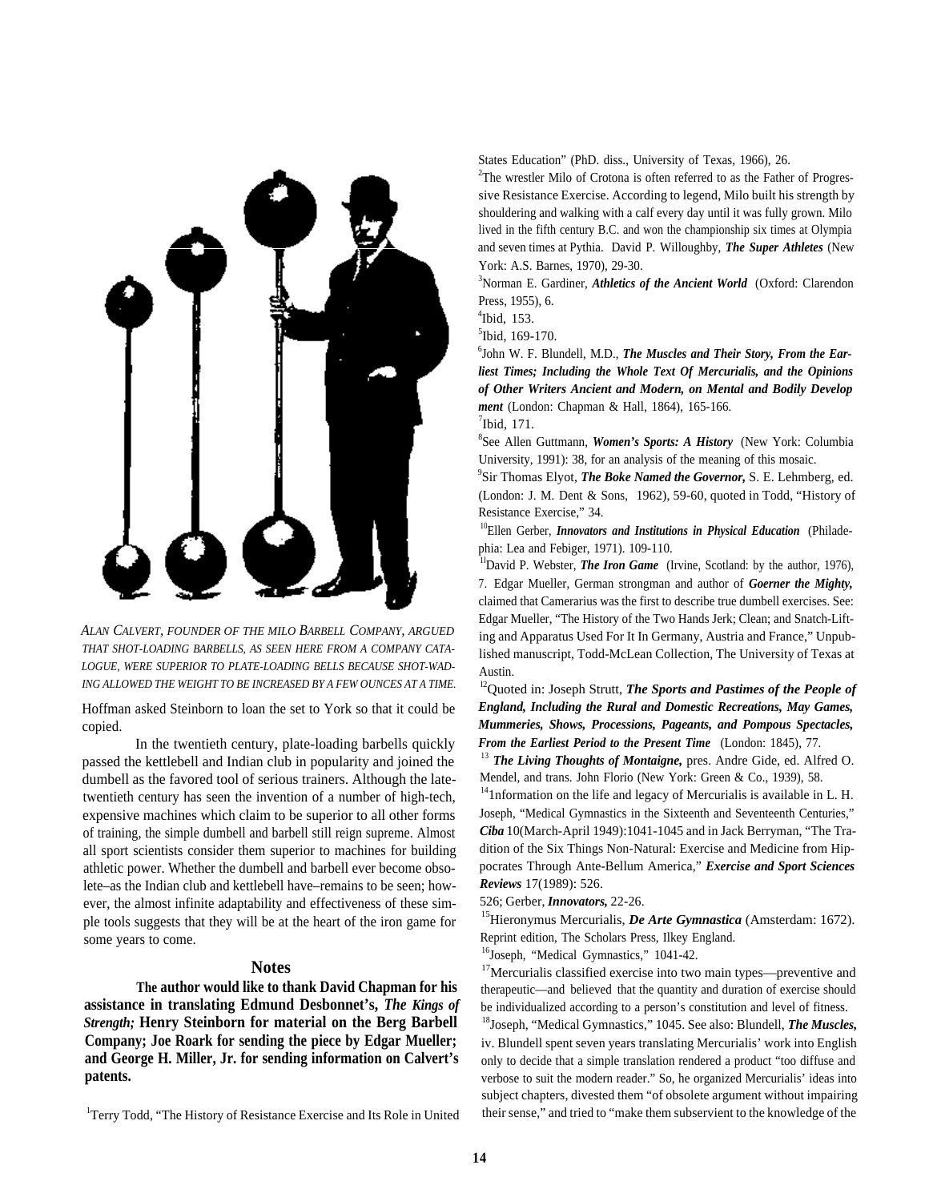*Alan Calvert, founder of the Milo Barbell Company, argued that shot-loading barbells, as seen here from a company catalogue, were superior to plate-loading bells because shot-wadding allowed the weight to be increased by a few ounces at a time.*

Hoffman asked Steinborn to loan the set to York so that it could be copied.

In the twentieth century, plate-loading barbells quickly passed the kettlebell and Indian club in popularity and joined the dumbell as the favored tool of serious trainers. Although the late-twentieth century has seen the invention of a number of high-tech, expensive machines which claim to be superior to all other forms of training, the simple dumbell and barbell still reign supreme. Almost all sport scientists consider them superior to machines for building athletic power. Whether the dumbell and barbell ever become obsolete–as the Indian club and kettlebell have–remains to be seen; however, the almost infinite adaptability and effectiveness of these simple tools suggests that they will be at the heart of the iron game for some years to come.

## Notes

**The author would like to thank David Chapman for his assistance in translating Edmund Desbonnet's, *The Kings of Strength;* Henry Steinborn for material on the Berg Barbell Company; Joe Roark for sending the piece by Edgar Mueller; and George H. Miller, Jr. for sending information on Calvert's patents.**

[1]Terry Todd, "The History of Resistance Exercise and Its Role in United States Education" (PhD. diss., University of Texas, 1966), 26.

[2]The wrestler Milo of Crotona is often referred to as the Father of Progressive Resistance Exercise. According to legend, Milo built his strength by shouldering and walking with a calf every day until it was fully grown. Milo lived in the fifth century B.C. and won the championship six times at Olympia and seven times at Pythia. David P. Willoughby, ***The Super Athletes*** (New York: A.S. Barnes, 1970), 29-30.

[3]Norman E. Gardiner, ***Athletics of the Ancient World*** (Oxford: Clarendon Press, 1955), 6.

[4]Ibid, 153.

[5]Ibid, 169-170.

[6]John W. F. Blundell, M.D., ***The Muscles and Their Story, From the Earliest Times; Including the Whole Text Of Mercurialis, and the Opinions of Other Writers Ancient and Modern, on Mental and Bodily Develop ment*** (London: Chapman & Hall, 1864), 165-166.

[7]Ibid, 171.

[8]See Allen Guttmann, ***Women's Sports: A History*** (New York: Columbia University, 1991): 38, for an analysis of the meaning of this mosaic.

[9]Sir Thomas Elyot, ***The Boke Named the Governor,*** S. E. Lehmberg, ed. (London: J. M. Dent & Sons, 1962), 59-60, quoted in Todd, "History of Resistance Exercise," 34.

[10]Ellen Gerber, ***Innovators and Institutions in Physical Education*** (Philadephia: Lea and Febiger, 1971). 109-110.

[11]David P. Webster, ***The Iron Game*** (Irvine, Scotland: by the author, 1976), 7. Edgar Mueller, German strongman and author of ***Goerner the Mighty,*** claimed that Camerarius was the first to describe true dumbell exercises. See: Edgar Mueller, "The History of the Two Hands Jerk; Clean; and Snatch-Lifting and Apparatus Used For It In Germany, Austria and France," Unpublished manuscript, Todd-McLean Collection, The University of Texas at Austin.

[12]Quoted in: Joseph Strutt, ***The Sports and Pastimes of the People of England, Including the Rural and Domestic Recreations, May Games, Mummeries, Shows, Processions, Pageants, and Pompous Spectacles, From the Earliest Period to the Present Time*** (London: 1845), 77.

[13] ***The Living Thoughts of Montaigne,*** pres. Andre Gide, ed. Alfred O. Mendel, and trans. John Florio (New York: Green & Co., 1939), 58.

[14]1nformation on the life and legacy of Mercurialis is available in L. H. Joseph, "Medical Gymnastics in the Sixteenth and Seventeenth Centuries," ***Ciba*** 10(March-April 1949):1041-1045 and in Jack Berryman, "The Tradition of the Six Things Non-Natural: Exercise and Medicine from Hippocrates Through Ante-Bellum America," ***Exercise and Sport Sciences Reviews*** 17(1989): 526.

526; Gerber, ***Innovators,*** 22-26.

[15]Hieronymus Mercurialis, ***De Arte Gymnastica*** (Amsterdam: 1672). Reprint edition, The Scholars Press, Ilkey England.

[16]Joseph, "Medical Gymnastics," 1041-42.

[17]Mercurialis classified exercise into two main types—preventive and therapeutic—and believed that the quantity and duration of exercise should be individualized according to a person's constitution and level of fitness.

[18]Joseph, "Medical Gymnastics," 1045. See also: Blundell, ***The Muscles,*** iv. Blundell spent seven years translating Mercurialis' work into English only to decide that a simple translation rendered a product "too diffuse and verbose to suit the modern reader." So, he organized Mercurialis' ideas into subject chapters, divested them "of obsolete argument without impairing their sense," and tried to "make them subservient to the knowledge of the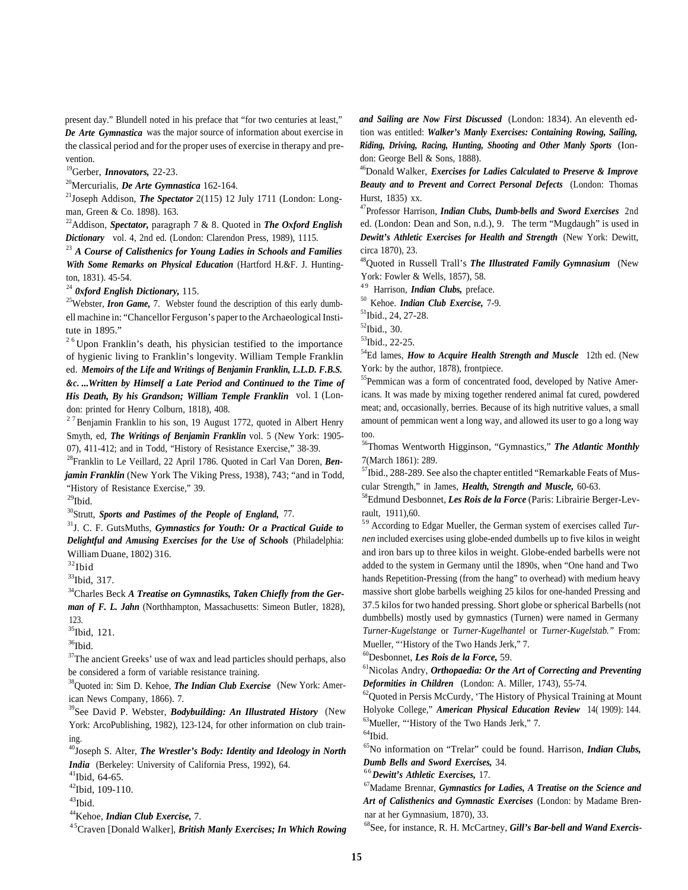present day." Blundell noted in his preface that "for two centuries at least," ***De Arte Gymnastica*** was the major source of information about exercise in the classical period and for the proper uses of exercise in therapy and prevention.

[19]Gerber, ***Innovators,*** 22-23.

[20]Mercurialis, ***De Arte Gymnastica*** 162-164.

[21]Joseph Addison, ***The Spectator*** 2(115) 12 July 1711 (London: Longman, Green & Co. 1898). 163.

[22]Addison, ***Spectator,*** paragraph 7 & 8. Quoted in ***The Oxford English Dictionary*** vol. 4, 2nd ed. (London: Clarendon Press, 1989), 1115.

[23] ***A Course of Calisthenics for Young Ladies in Schools and Families With Some Remarks on Physical Education*** (Hartford H.&F. J. Huntington, 1831). 45-54.

[24] ***0xford English Dictionary,*** 115.

[25]Webster, ***Iron Game,*** 7. Webster found the description of this early dumbell machine in: "Chancellor Ferguson's paper to the Archaeological Institute in 1895."

[26]Upon Franklin's death, his physician testified to the importance of hygienic living to Franklin's longevity. William Temple Franklin ed. ***Memoirs of the Life and Writings of Benjamin Franklin, L.L.D. F.B.S. &c. ...Written by Himself a Late Period and Continued to the Time of His Death, By his Grandson; William Temple Franklin*** vol. 1 (London: printed for Henry Colburn, 1818), 408.

[27]Benjamin Franklin to his son, 19 August 1772, quoted in Albert Henry Smyth, ed, ***The Writings of Benjamin Franklin*** vol. 5 (New York: 1905-07), 411-412; and in Todd, "History of Resistance Exercise," 38-39.

[28]Franklin to Le Veillard, 22 April 1786. Quoted in Carl Van Doren, ***Benjamin Franklin*** (New York The Viking Press, 1938), 743; "and in Todd, "History of Resistance Exercise," 39.

[29]Ibid.

[30]Strutt, ***Sports and Pastimes of the People of England,*** 77.

[31]J. C. F. GutsMuths, ***Gymnastics for Youth: Or a Practical Guide to Delightful and Amusing Exercises for the Use of Schools*** (Philadelphia: William Duane, 1802) 316.

[32]Ibid

[33]Ibid, 317.

[34]Charles Beck ***A Treatise on Gymnastiks, Taken Chiefly from the German of F. L. Jahn*** (Northhampton, Massachusetts: Simeon Butler, 1828), 123.

[35]Ibid, 121.

[36]Ibid.

[37]The ancient Greeks' use of wax and lead particles should perhaps, also be considered a form of variable resistance training.

[38]Quoted in: Sim D. Kehoe, ***The Indian Club Exercise*** (New York: American News Company, 1866). 7.

[39]See David P. Webster, ***Bodybuilding: An Illustrated History*** (New York: ArcoPublishing, 1982), 123-124, for other information on club training.

[40]Joseph S. Alter, ***The Wrestler's Body: Identity and Ideology in North India*** (Berkeley: University of California Press, 1992), 64.

[41]Ibid, 64-65.

[42]Ibid, 109-110.

[43]Ibid.

[44]Kehoe, ***Indian Club Exercise,*** 7.

[45]Craven [Donald Walker], ***British Manly Exercises; In Which Rowing and Sailing are Now First Discussed*** (London: 1834). An eleventh edtion was entitled: ***Walker's Manly Exercises: Containing Rowing, Sailing, Riding, Driving, Racing, Hunting, Shooting and Other Manly Sports*** (Iondon: George Bell & Sons, 1888).

[46]Donald Walker, ***Exercises for Ladies Calculated to Preserve & Improve Beauty and to Prevent and Correct Personal Defects*** (London: Thomas Hurst, 1835) xx.

[47]Professor Harrison, ***Indian Clubs, Dumb-bells and Sword Exercises*** 2nd ed. (London: Dean and Son, n.d.), 9. The term "Mugdaugh" is used in ***Dewitt's Athletic Exercises for Health and Strength*** (New York: Dewitt, circa 1870), 23.

[48]Quoted in Russell Trall's ***The Illustrated Family Gymnasium*** (New York: Fowler & Wells, 1857), 58.

[49] Harrison, ***Indian Clubs,*** preface.

[50] Kehoe. ***Indian Club Exercise,*** 7-9.

[51]Ibid., 24, 27-28.

[52]Ibid., 30.

[53]Ibid., 22-25.

[54]Ed lames, ***How to Acquire Health Strength and Muscle*** 12th ed. (New York: by the author, 1878), frontpiece.

[55]Pemmican was a form of concentrated food, developed by Native Americans. It was made by mixing together rendered animal fat cured, powdered meat; and, occasionally, berries. Because of its high nutritive values, a small amount of pemmican went a long way, and allowed its user to go a long way too.

[56]Thomas Wentworth Higginson, "Gymnastics," ***The Atlantic Monthly*** 7(March 1861): 289.

[57]Ibid., 288-289. See also the chapter entitled "Remarkable Feats of Muscular Strength," in James, ***Health, Strength and Muscle,*** 60-63.

[58]Edmund Desbonnet, ***Les Rois de la Force*** (Paris: Librairie Berger-Levrault, 1911),60.

[59] According to Edgar Mueller, the German system of exercises called *Turnen* included exercises using globe-ended dumbells up to five kilos in weight and iron bars up to three kilos in weight. Globe-ended barbells were not added to the system in Germany until the 1890s, when "One hand and Two hands Repetition-Pressing (from the hang" to overhead) with medium heavy massive short globe barbells weighing 25 kilos for one-handed Pressing and 37.5 kilos for two handed pressing. Short globe or spherical Barbells (not dumbbells) mostly used by gymnastics (Turnen) were named in Germany *Turner-Kugelstange* or *Turner-Kugelhantel* or *Turner-Kugelstab."* From: Mueller, "'History of the Two Hands Jerk," 7.

[60]Desbonnet, ***Les Rois de la Force,*** 59.

[61]Nicolas Andry, ***Orthopaedia: Or the Art of Correcting and Preventing Deformities in Children*** (London: A. Miller, 1743), 55-74.

[62]Quoted in Persis McCurdy, 'The History of Physical Training at Mount Holyoke College," ***American Physical Education Review*** 14( 1909): 144.

[63]Mueller, "'History of the Two Hands Jerk," 7.

[64]Ibid.

[65]No information on "Trelar" could be found. Harrison, ***Indian Clubs, Dumb Bells and Sword Exercises,*** 34.

[66]***Dewitt's Athletic Exercises,*** 17.

[67]Madame Brennar, ***Gymnastics for Ladies, A Treatise on the Science and Art of Calisthenics and Gymnastic Exercises*** (London: by Madame Brennar at her Gymnasium, 1870), 33.

[68]See, for instance, R. H. McCartney, ***Gill's Bar-bell and Wand Exercis-***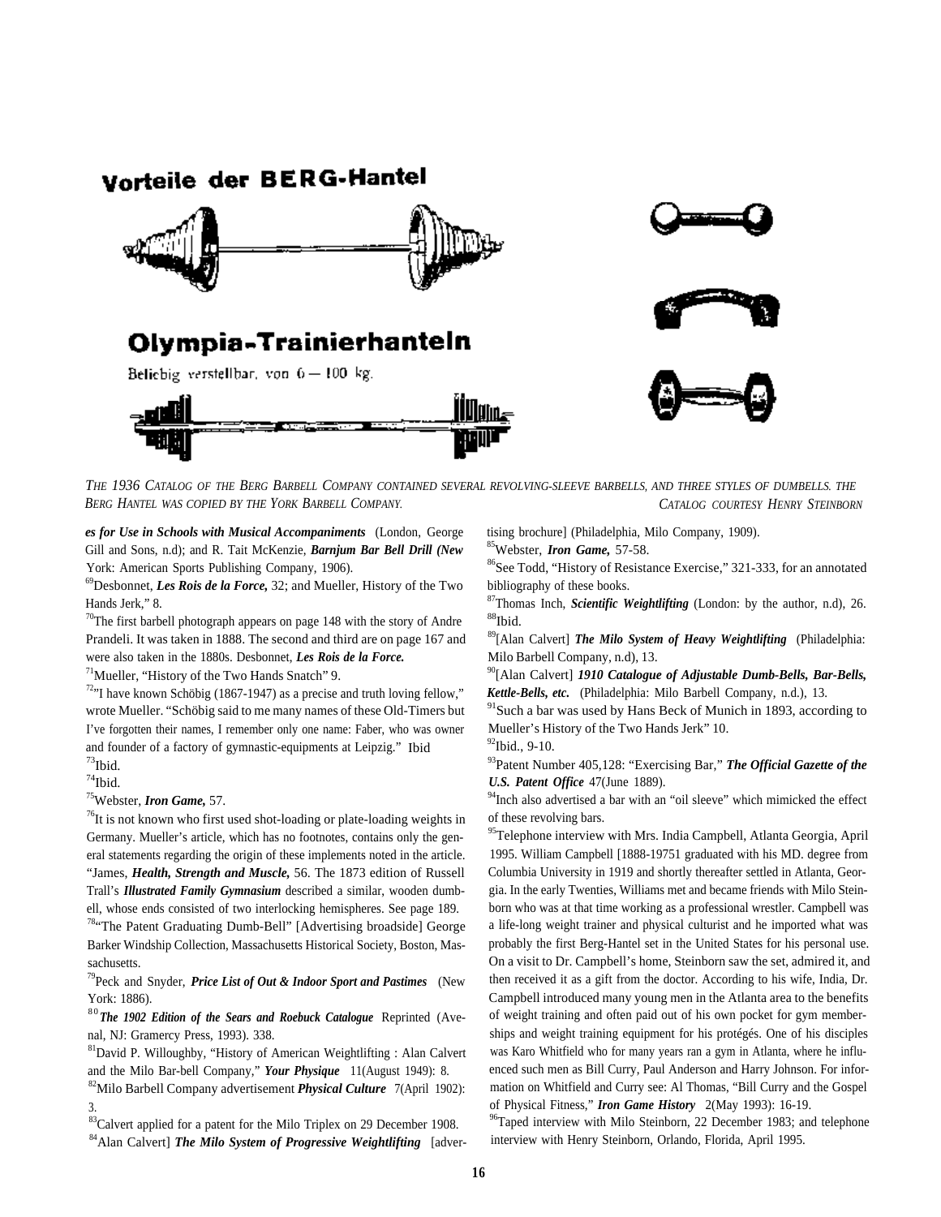Vorteile der BERG-Hantel

Olympia-Trainierhanteln

Beliebig verstellbar, von 6 — 100 kg.

*THE 1936 CATALOG OF THE BERG BARBELL COMPANY CONTAINED SEVERAL REVOLVING-SLEEVE BARBELLS, AND THREE STYLES OF DUMBELLS. THE BERG HANTEL WAS COPIED BY THE YORK BARBELL COMPANY.* *CATALOG COURTESY HENRY STEINBORN*

***es for Use in Schools with Musical Accompaniments*** (London, George Gill and Sons, n.d); and R. Tait McKenzie, ***Barnjum Bar Bell Drill (New*** York: American Sports Publishing Company, 1906).

[69]Desbonnet, ***Les Rois de la Force,*** 32; and Mueller, History of the Two Hands Jerk," 8.

[70]The first barbell photograph appears on page 148 with the story of Andre Prandeli. It was taken in 1888. The second and third are on page 167 and were also taken in the 1880s. Desbonnet, ***Les Rois de la Force.***

[71]Mueller, "History of the Two Hands Snatch" 9.

[72]"I have known Schöbig (1867-1947) as a precise and truth loving fellow," wrote Mueller. "Schöbig said to me many names of these Old-Timers but I've forgotten their names, I remember only one name: Faber, who was owner and founder of a factory of gymnastic-equipments at Leipzig." Ibid

[73]Ibid.

[74]Ibid.

[75]Webster, ***Iron Game,*** 57.

[76]It is not known who first used shot-loading or plate-loading weights in Germany. Mueller's article, which has no footnotes, contains only the general statements regarding the origin of these implements noted in the article. "James, ***Health, Strength and Muscle,*** 56. The 1873 edition of Russell Trall's ***Illustrated Family Gymnasium*** described a similar, wooden dumbell, whose ends consisted of two interlocking hemispheres. See page 189.

[78]"The Patent Graduating Dumb-Bell" [Advertising broadside] George Barker Windship Collection, Massachusetts Historical Society, Boston, Massachusetts.

[79]Peck and Snyder, ***Price List of Out & Indoor Sport and Pastimes*** (New York: 1886).

[80]***The 1902 Edition of the Sears and Roebuck Catalogue*** Reprinted (Avenal, NJ: Gramercy Press, 1993). 338.

[81]David P. Willoughby, "History of American Weightlifting : Alan Calvert and the Milo Bar-bell Company," ***Your Physique*** 11(August 1949): 8.

[82]Milo Barbell Company advertisement ***Physical Culture*** 7(April 1902): 3.

[83]Calvert applied for a patent for the Milo Triplex on 29 December 1908.

[84]Alan Calvert] ***The Milo System of Progressive Weightlifting*** [advertising brochure] (Philadelphia, Milo Company, 1909).

[85]Webster, ***Iron Game,*** 57-58.

[86]See Todd, "History of Resistance Exercise," 321-333, for an annotated bibliography of these books.

[87]Thomas Inch, ***Scientific Weightlifting*** (London: by the author, n.d), 26.

[88]Ibid.

[89][Alan Calvert] ***The Milo System of Heavy Weightlifting*** (Philadelphia: Milo Barbell Company, n.d), 13.

[90][Alan Calvert] ***1910 Catalogue of Adjustable Dumb-Bells, Bar-Bells, Kettle-Bells, etc.*** (Philadelphia: Milo Barbell Company, n.d.), 13.

[91]Such a bar was used by Hans Beck of Munich in 1893, according to Mueller's History of the Two Hands Jerk" 10.

[92]Ibid., 9-10.

[93]Patent Number 405,128: "Exercising Bar," ***The Official Gazette of the U.S. Patent Office*** 47(June 1889).

[94]Inch also advertised a bar with an "oil sleeve" which mimicked the effect of these revolving bars.

[95]Telephone interview with Mrs. India Campbell, Atlanta Georgia, April 1995. William Campbell [1888-19751 graduated with his MD. degree from Columbia University in 1919 and shortly thereafter settled in Atlanta, Georgia. In the early Twenties, Williams met and became friends with Milo Steinborn who was at that time working as a professional wrestler. Campbell was a life-long weight trainer and physical culturist and he imported what was probably the first Berg-Hantel set in the United States for his personal use. On a visit to Dr. Campbell's home, Steinborn saw the set, admired it, and then received it as a gift from the doctor. According to his wife, India, Dr. Campbell introduced many young men in the Atlanta area to the benefits of weight training and often paid out of his own pocket for gym memberships and weight training equipment for his protégés. One of his disciples was Karo Whitfield who for many years ran a gym in Atlanta, where he influenced such men as Bill Curry, Paul Anderson and Harry Johnson. For information on Whitfield and Curry see: Al Thomas, "Bill Curry and the Gospel of Physical Fitness," ***Iron Game History*** 2(May 1993): 16-19.

[96]Taped interview with Milo Steinborn, 22 December 1983; and telephone interview with Henry Steinborn, Orlando, Florida, April 1995.